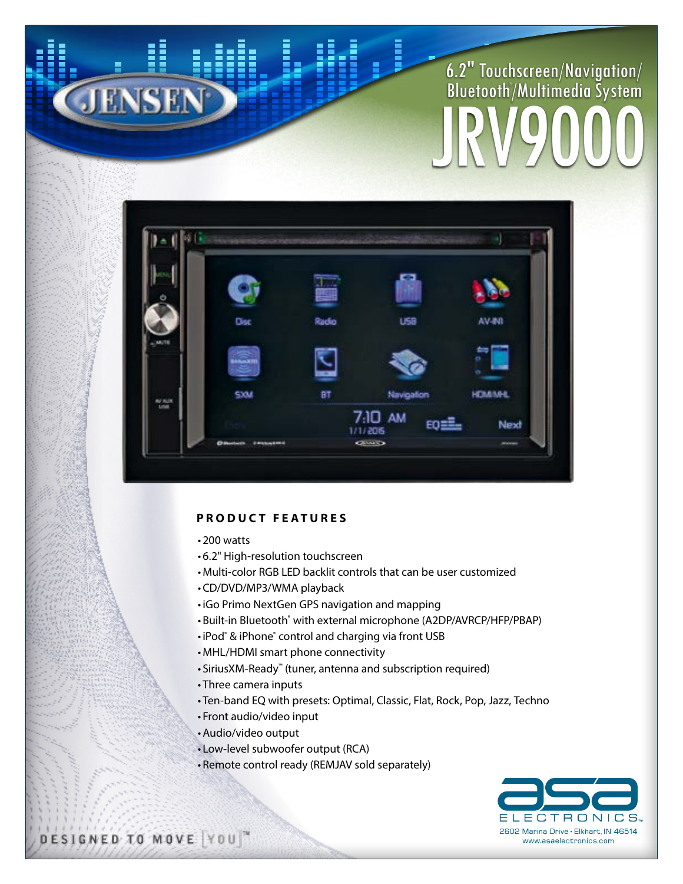JENSEN

# 6.2" Touchscreen/Navigation/ Bluetooth®/Multimedia System

# JRV9000

## PRODUCT FEATURES

- 200 watts
- 6.2" High-resolution touchscreen
- Multi-color RGB LED backlit controls that can be user customized
- CD/DVD/MP3/WMA playback
- iGo Primo NextGen GPS navigation and mapping
- Built-in Bluetooth® with external microphone (A2DP/AVRCP/HFP/PBAP)
- iPod® & iPhone® control and charging via front USB
- MHL/HDMI smart phone connectivity
- SiriusXM-Ready™ (tuner, antenna and subscription required)
- Three camera inputs
- Ten-band EQ with presets: Optimal, Classic, Flat, Rock, Pop, Jazz, Techno
- Front audio/video input
- Audio/video output
- Low-level subwoofer output (RCA)
- Remote control ready (REMJAV sold separately)

DESIGNED TO MOVE [YOU]™

asa ELECTRONICS™
2602 Marina Drive • Elkhart, IN 46514
www.asaelectronics.com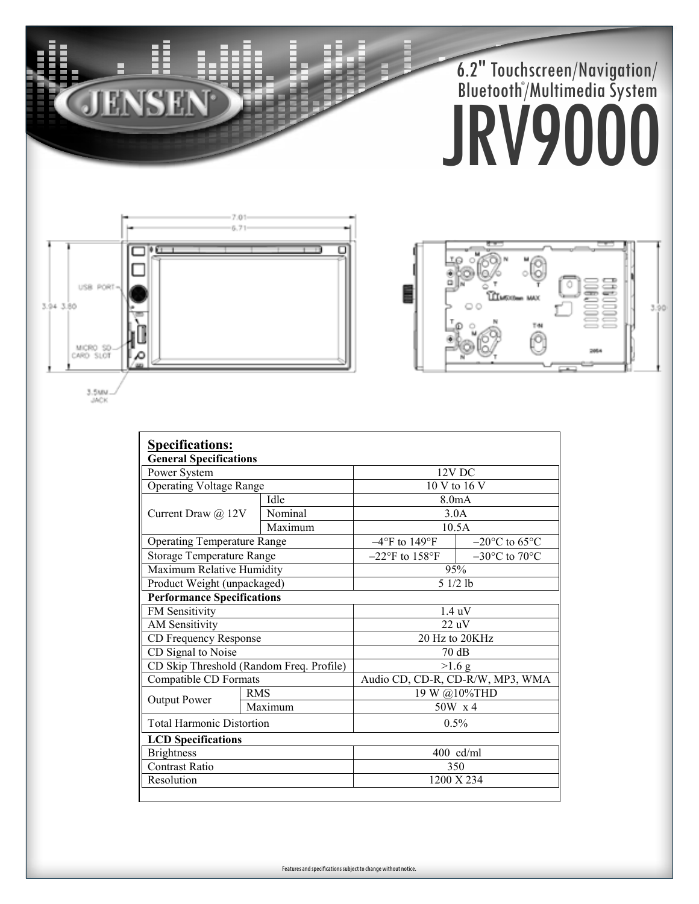6.2" Touchscreen/Navigation/ Bluetooth®/Multimedia System

# JRV9000

7.01

6.71

3.94 3.80

USB PORT

MICRO SD CARD SLOT

3.5MM JACK

3.90

## Specifications:

| | | | |
|---|---|---|---|
| **General Specifications** | | | |
| Power System | | 12V DC | |
| Operating Voltage Range | | 10 V to 16 V | |
| Current Draw @ 12V | Idle | 8.0mA | |
| | Nominal | 3.0A | |
| | Maximum | 10.5A | |
| Operating Temperature Range | | −4°F to 149°F | −20°C to 65°C |
| Storage Temperature Range | | −22°F to 158°F | −30°C to 70°C |
| Maximum Relative Humidity | | 95% | |
| Product Weight (unpackaged) | | 5 1/2 lb | |
| **Performance Specifications** | | | |
| FM Sensitivity | | 1.4 uV | |
| AM Sensitivity | | 22 uV | |
| CD Frequency Response | | 20 Hz to 20KHz | |
| CD Signal to Noise | | 70 dB | |
| CD Skip Threshold (Random Freq. Profile) | | >1.6 g | |
| Compatible CD Formats | | Audio CD, CD-R, CD-R/W, MP3, WMA | |
| Output Power | RMS | 19 W @10%THD | |
| | Maximum | 50W x 4 | |
| Total Harmonic Distortion | | 0.5% | |
| **LCD Specifications** | | | |
| Brightness | | 400 cd/ml | |
| Contrast Ratio | | 350 | |
| Resolution | | 1200 X 234 | |

Features and specifications subject to change without notice.